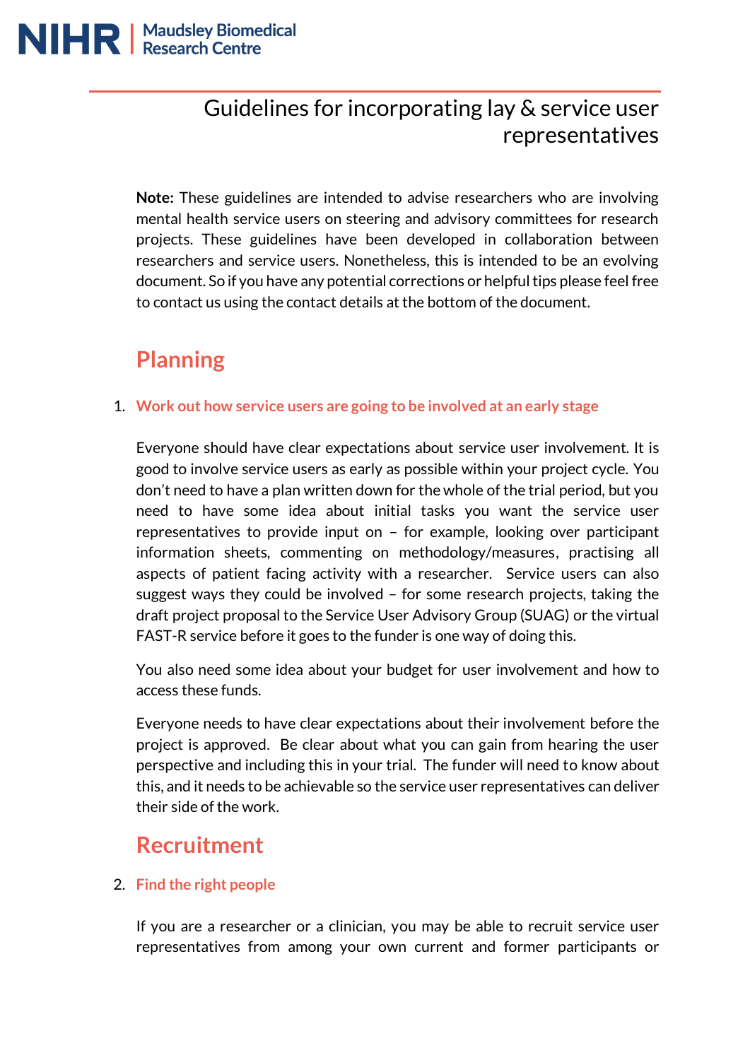NIHR | Maudsley Biomedical Research Centre

# Guidelines for incorporating lay & service user representatives

**Note:** These guidelines are intended to advise researchers who are involving mental health service users on steering and advisory committees for research projects. These guidelines have been developed in collaboration between researchers and service users. Nonetheless, this is intended to be an evolving document. So if you have any potential corrections or helpful tips please feel free to contact us using the contact details at the bottom of the document.

## Planning

### 1. Work out how service users are going to be involved at an early stage

Everyone should have clear expectations about service user involvement. It is good to involve service users as early as possible within your project cycle. You don't need to have a plan written down for the whole of the trial period, but you need to have some idea about initial tasks you want the service user representatives to provide input on – for example, looking over participant information sheets, commenting on methodology/measures, practising all aspects of patient facing activity with a researcher. Service users can also suggest ways they could be involved – for some research projects, taking the draft project proposal to the Service User Advisory Group (SUAG) or the virtual FAST-R service before it goes to the funder is one way of doing this.

You also need some idea about your budget for user involvement and how to access these funds.

Everyone needs to have clear expectations about their involvement before the project is approved. Be clear about what you can gain from hearing the user perspective and including this in your trial. The funder will need to know about this, and it needs to be achievable so the service user representatives can deliver their side of the work.

## Recruitment

### 2. Find the right people

If you are a researcher or a clinician, you may be able to recruit service user representatives from among your own current and former participants or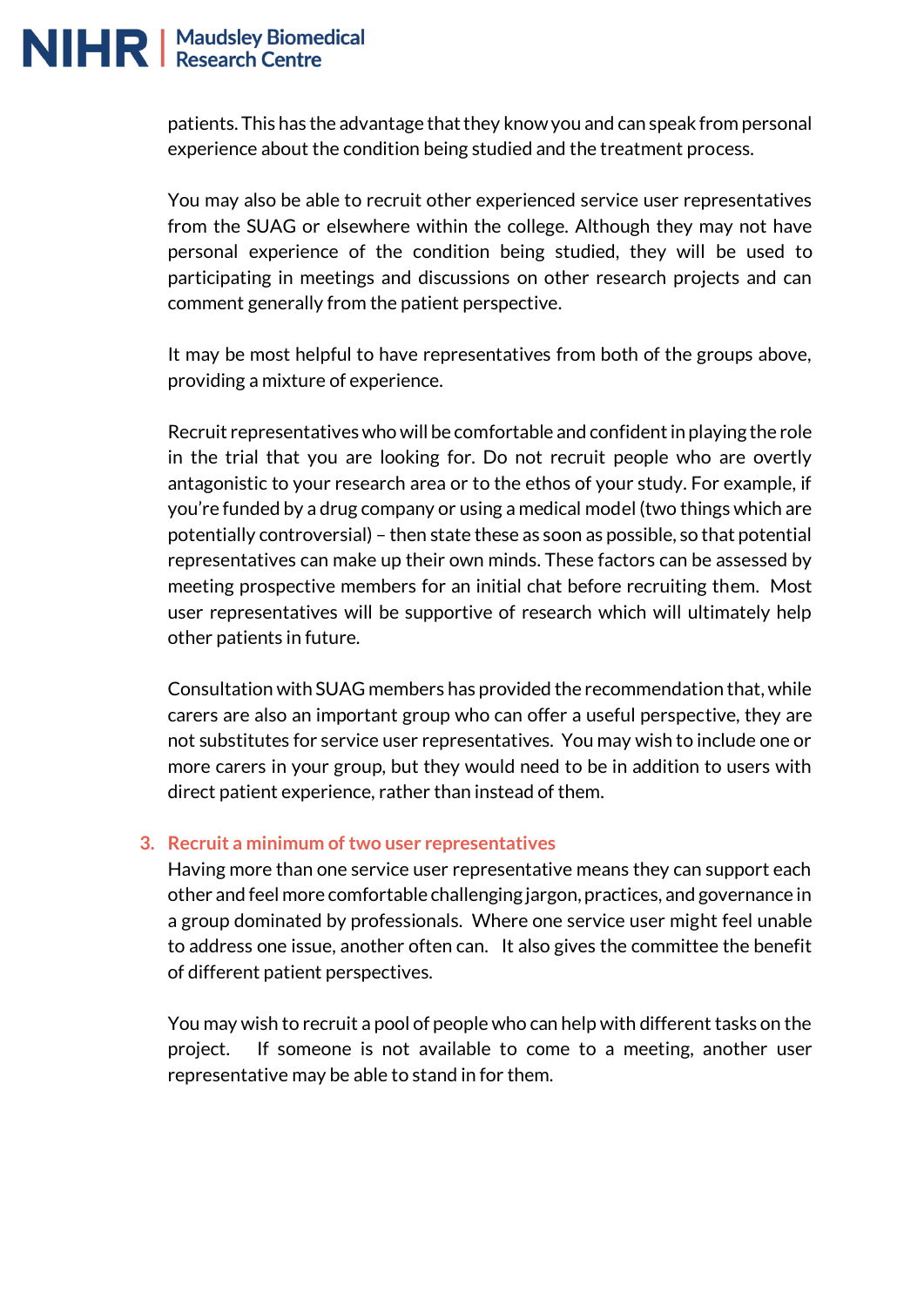patients. This has the advantage that they know you and can speak from personal experience about the condition being studied and the treatment process.

You may also be able to recruit other experienced service user representatives from the SUAG or elsewhere within the college. Although they may not have personal experience of the condition being studied, they will be used to participating in meetings and discussions on other research projects and can comment generally from the patient perspective.

It may be most helpful to have representatives from both of the groups above, providing a mixture of experience.

Recruit representatives who will be comfortable and confident in playing the role in the trial that you are looking for. Do not recruit people who are overtly antagonistic to your research area or to the ethos of your study. For example, if you're funded by a drug company or using a medical model (two things which are potentially controversial) – then state these as soon as possible, so that potential representatives can make up their own minds. These factors can be assessed by meeting prospective members for an initial chat before recruiting them. Most user representatives will be supportive of research which will ultimately help other patients in future.

Consultation with SUAG members has provided the recommendation that, while carers are also an important group who can offer a useful perspective, they are not substitutes for service user representatives. You may wish to include one or more carers in your group, but they would need to be in addition to users with direct patient experience, rather than instead of them.

### 3. Recruit a minimum of two user representatives

Having more than one service user representative means they can support each other and feel more comfortable challenging jargon, practices, and governance in a group dominated by professionals. Where one service user might feel unable to address one issue, another often can. It also gives the committee the benefit of different patient perspectives.

You may wish to recruit a pool of people who can help with different tasks on the project. If someone is not available to come to a meeting, another user representative may be able to stand in for them.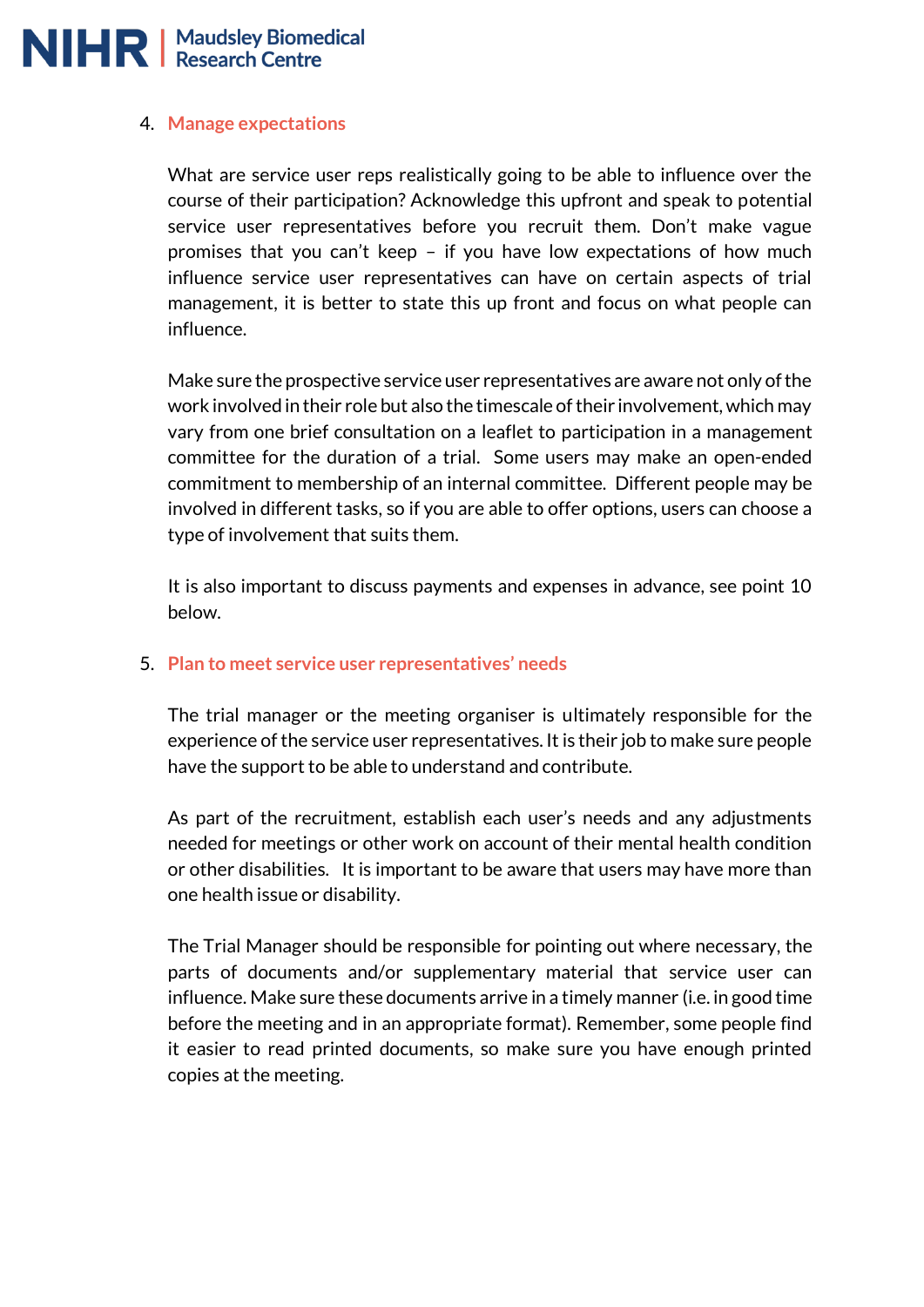4. **Manage expectations**

   What are service user reps realistically going to be able to influence over the course of their participation? Acknowledge this upfront and speak to potential service user representatives before you recruit them. Don't make vague promises that you can't keep – if you have low expectations of how much influence service user representatives can have on certain aspects of trial management, it is better to state this up front and focus on what people can influence.

   Make sure the prospective service user representatives are aware not only of the work involved in their role but also the timescale of their involvement, which may vary from one brief consultation on a leaflet to participation in a management committee for the duration of a trial. Some users may make an open-ended commitment to membership of an internal committee. Different people may be involved in different tasks, so if you are able to offer options, users can choose a type of involvement that suits them.

   It is also important to discuss payments and expenses in advance, see point 10 below.

5. **Plan to meet service user representatives' needs**

   The trial manager or the meeting organiser is ultimately responsible for the experience of the service user representatives. It is their job to make sure people have the support to be able to understand and contribute.

   As part of the recruitment, establish each user's needs and any adjustments needed for meetings or other work on account of their mental health condition or other disabilities. It is important to be aware that users may have more than one health issue or disability.

   The Trial Manager should be responsible for pointing out where necessary, the parts of documents and/or supplementary material that service user can influence. Make sure these documents arrive in a timely manner (i.e. in good time before the meeting and in an appropriate format). Remember, some people find it easier to read printed documents, so make sure you have enough printed copies at the meeting.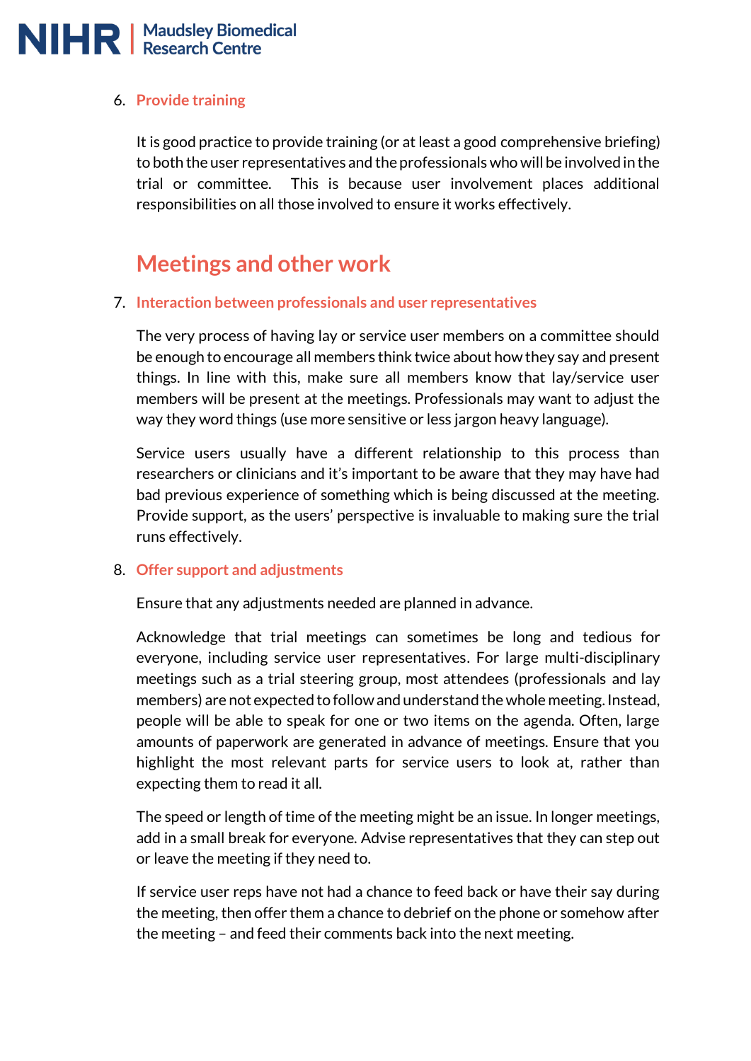6. **Provide training**

   It is good practice to provide training (or at least a good comprehensive briefing) to both the user representatives and the professionals who will be involved in the trial or committee. This is because user involvement places additional responsibilities on all those involved to ensure it works effectively.

## Meetings and other work

7. **Interaction between professionals and user representatives**

   The very process of having lay or service user members on a committee should be enough to encourage all members think twice about how they say and present things. In line with this, make sure all members know that lay/service user members will be present at the meetings. Professionals may want to adjust the way they word things (use more sensitive or less jargon heavy language).

   Service users usually have a different relationship to this process than researchers or clinicians and it's important to be aware that they may have had bad previous experience of something which is being discussed at the meeting. Provide support, as the users' perspective is invaluable to making sure the trial runs effectively.

8. **Offer support and adjustments**

   Ensure that any adjustments needed are planned in advance.

   Acknowledge that trial meetings can sometimes be long and tedious for everyone, including service user representatives. For large multi-disciplinary meetings such as a trial steering group, most attendees (professionals and lay members) are not expected to follow and understand the whole meeting. Instead, people will be able to speak for one or two items on the agenda. Often, large amounts of paperwork are generated in advance of meetings. Ensure that you highlight the most relevant parts for service users to look at, rather than expecting them to read it all.

   The speed or length of time of the meeting might be an issue. In longer meetings, add in a small break for everyone. Advise representatives that they can step out or leave the meeting if they need to.

   If service user reps have not had a chance to feed back or have their say during the meeting, then offer them a chance to debrief on the phone or somehow after the meeting – and feed their comments back into the next meeting.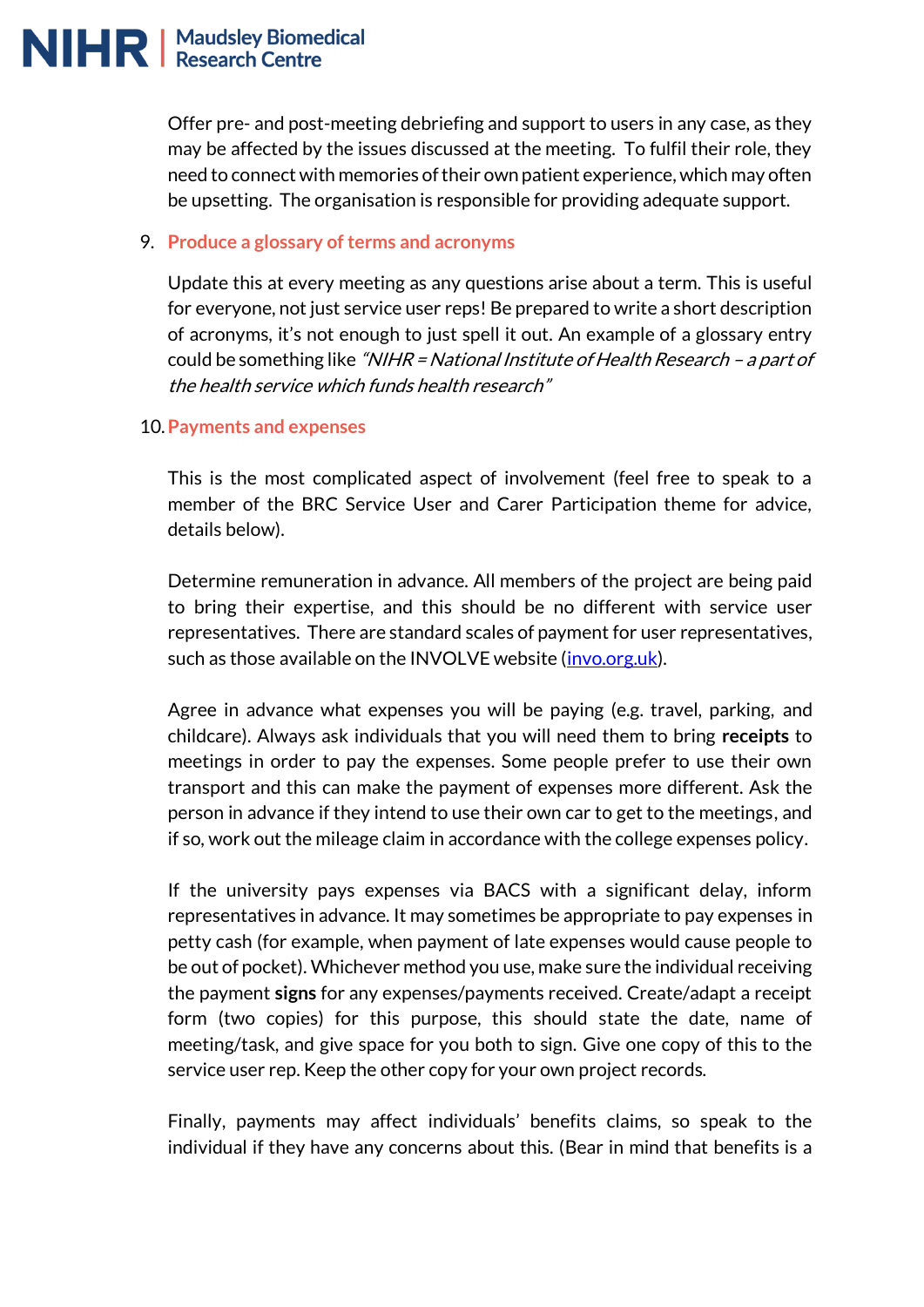Offer pre- and post-meeting debriefing and support to users in any case, as they may be affected by the issues discussed at the meeting. To fulfil their role, they need to connect with memories of their own patient experience, which may often be upsetting. The organisation is responsible for providing adequate support.

9. **Produce a glossary of terms and acronyms**

   Update this at every meeting as any questions arise about a term. This is useful for everyone, not just service user reps! Be prepared to write a short description of acronyms, it's not enough to just spell it out. An example of a glossary entry could be something like *"NIHR = National Institute of Health Research – a part of the health service which funds health research"*

10. **Payments and expenses**

    This is the most complicated aspect of involvement (feel free to speak to a member of the BRC Service User and Carer Participation theme for advice, details below).

    Determine remuneration in advance. All members of the project are being paid to bring their expertise, and this should be no different with service user representatives. There are standard scales of payment for user representatives, such as those available on the INVOLVE website ([invo.org.uk](invo.org.uk)).

    Agree in advance what expenses you will be paying (e.g. travel, parking, and childcare). Always ask individuals that you will need them to bring **receipts** to meetings in order to pay the expenses. Some people prefer to use their own transport and this can make the payment of expenses more different. Ask the person in advance if they intend to use their own car to get to the meetings, and if so, work out the mileage claim in accordance with the college expenses policy.

    If the university pays expenses via BACS with a significant delay, inform representatives in advance. It may sometimes be appropriate to pay expenses in petty cash (for example, when payment of late expenses would cause people to be out of pocket). Whichever method you use, make sure the individual receiving the payment **signs** for any expenses/payments received. Create/adapt a receipt form (two copies) for this purpose, this should state the date, name of meeting/task, and give space for you both to sign. Give one copy of this to the service user rep. Keep the other copy for your own project records.

    Finally, payments may affect individuals' benefits claims, so speak to the individual if they have any concerns about this. (Bear in mind that benefits is a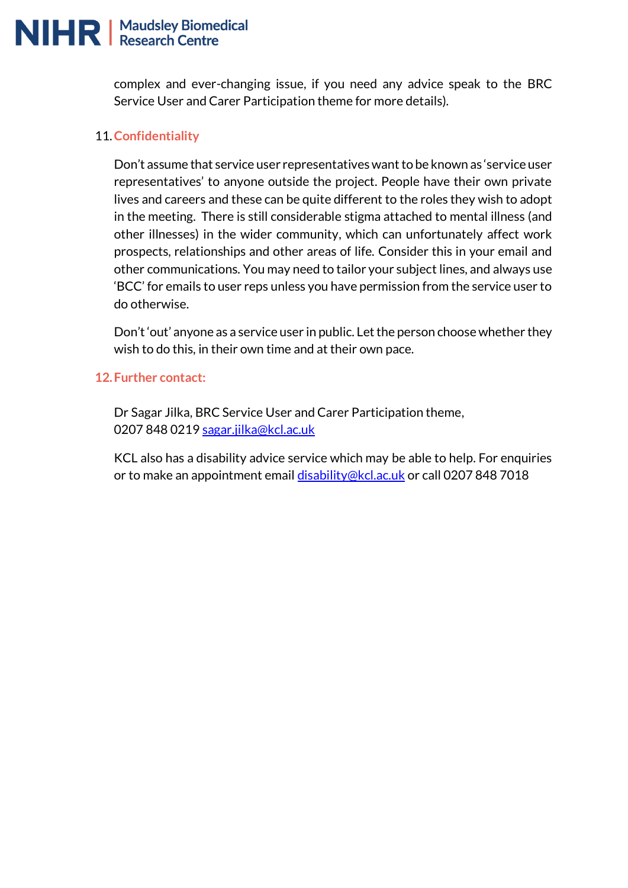complex and ever-changing issue, if you need any advice speak to the BRC Service User and Carer Participation theme for more details).

11. **Confidentiality**

Don't assume that service user representatives want to be known as 'service user representatives' to anyone outside the project. People have their own private lives and careers and these can be quite different to the roles they wish to adopt in the meeting. There is still considerable stigma attached to mental illness (and other illnesses) in the wider community, which can unfortunately affect work prospects, relationships and other areas of life. Consider this in your email and other communications. You may need to tailor your subject lines, and always use 'BCC' for emails to user reps unless you have permission from the service user to do otherwise.

Don't 'out' anyone as a service user in public. Let the person choose whether they wish to do this, in their own time and at their own pace.

12. **Further contact:**

Dr Sagar Jilka, BRC Service User and Carer Participation theme,
0207 848 0219 sagar.jilka@kcl.ac.uk

KCL also has a disability advice service which may be able to help. For enquiries or to make an appointment email disability@kcl.ac.uk or call 0207 848 7018